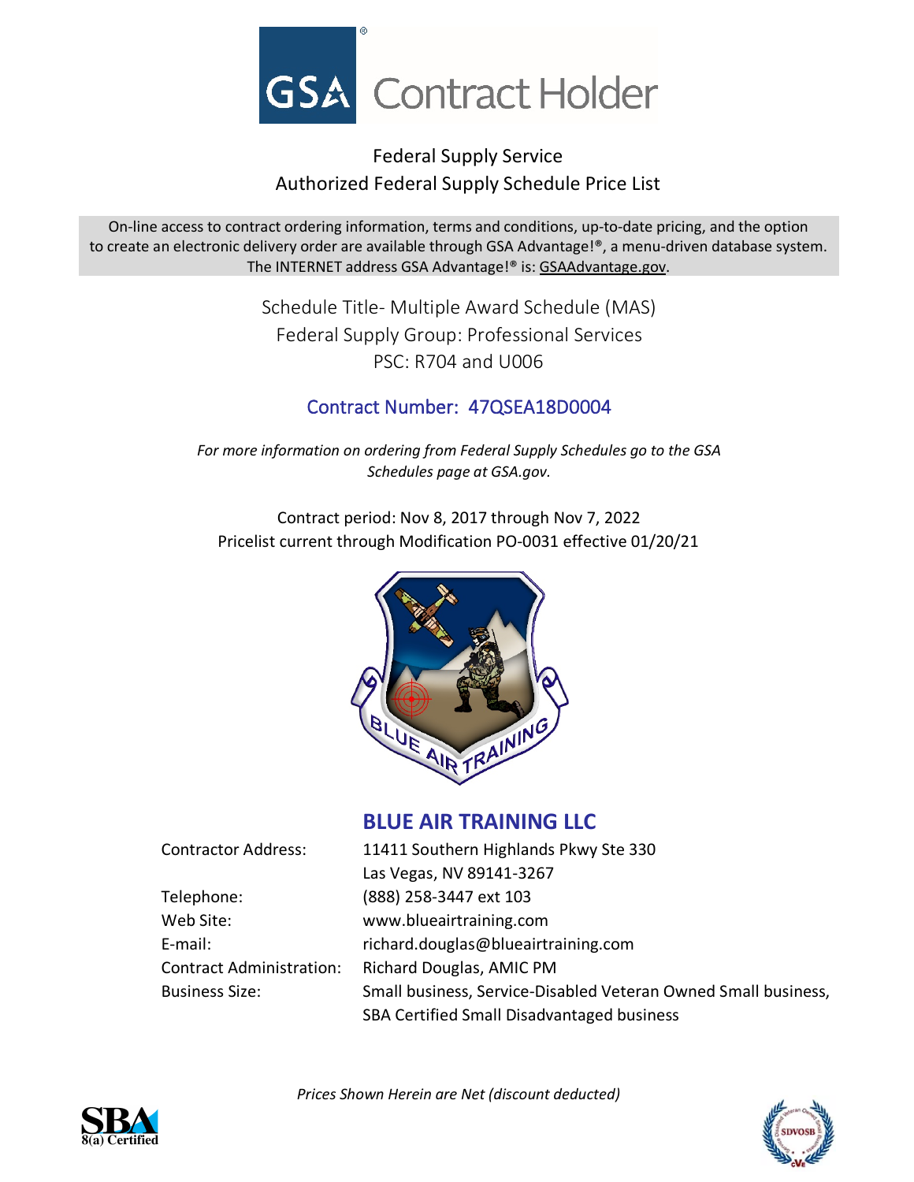# GSA® Contract Holder

## Federal Supply Service
## Authorized Federal Supply Schedule Price List

On-line access to contract ordering information, terms and conditions, up-to-date pricing, and the option to create an electronic delivery order are available through GSA Advantage!®, a menu-driven database system. The INTERNET address GSA Advantage!® is: GSAAdvantage.gov.

Schedule Title- Multiple Award Schedule (MAS)
Federal Supply Group: Professional Services
PSC: R704 and U006

### Contract Number: 47QSEA18D0004

*For more information on ordering from Federal Supply Schedules go to the GSA Schedules page at GSA.gov.*

Contract period: Nov 8, 2017 through Nov 7, 2022
Pricelist current through Modification PO-0031 effective 01/20/21

## BLUE AIR TRAINING LLC

| | |
|---|---|
| Contractor Address: | 11411 Southern Highlands Pkwy Ste 330<br>Las Vegas, NV 89141-3267 |
| Telephone: | (888) 258-3447 ext 103 |
| Web Site: | www.blueairtraining.com |
| E-mail: | richard.douglas@blueairtraining.com |
| Contract Administration: | Richard Douglas, AMIC PM |
| Business Size: | Small business, Service-Disabled Veteran Owned Small business, SBA Certified Small Disadvantaged business |

*Prices Shown Herein are Net (discount deducted)*

SBA 8(a) Certified

SDVOSB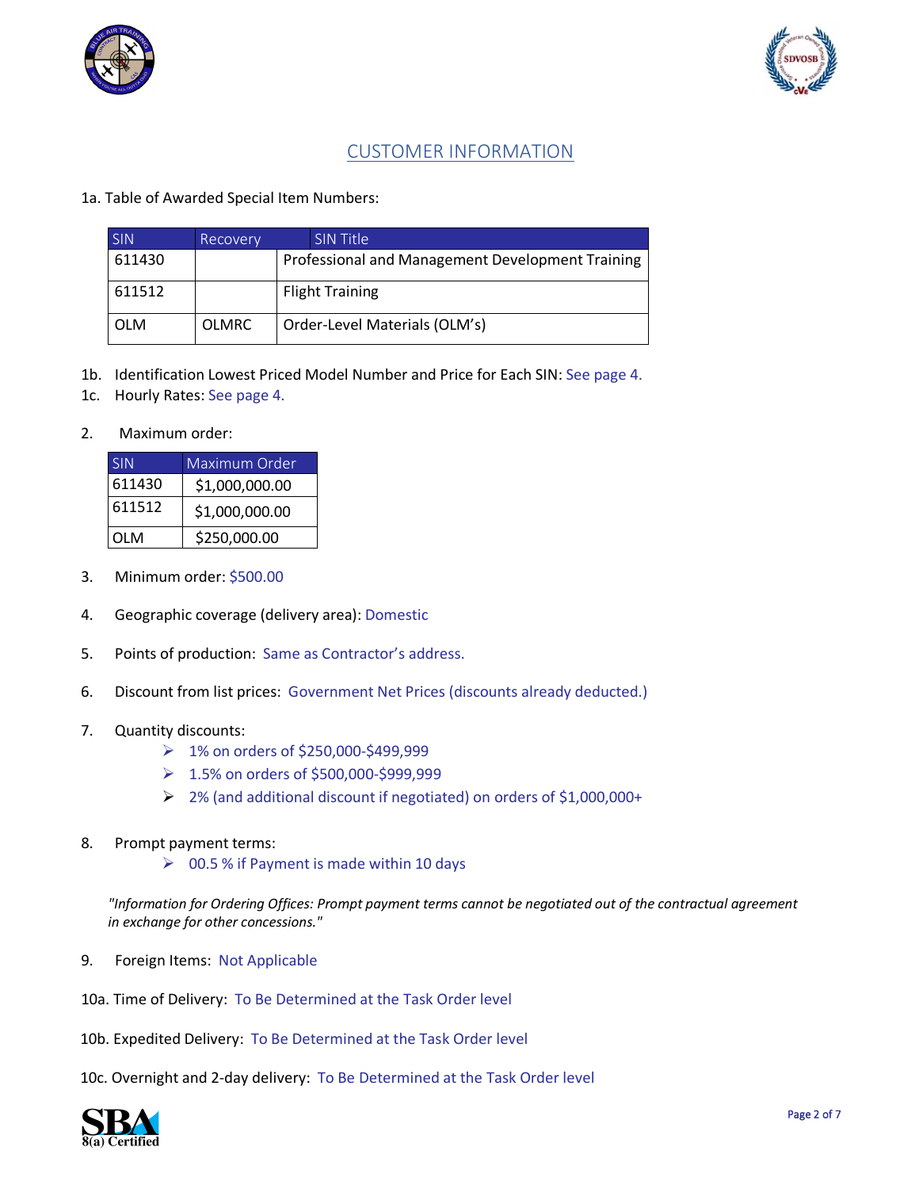## CUSTOMER INFORMATION

1a. Table of Awarded Special Item Numbers:

| SIN | Recovery | SIN Title |
|---|---|---|
| 611430 | | Professional and Management Development Training |
| 611512 | | Flight Training |
| OLM | OLMRC | Order-Level Materials (OLM's) |

1b. Identification Lowest Priced Model Number and Price for Each SIN: See page 4.

1c. Hourly Rates: See page 4.

2. Maximum order:

| SIN | Maximum Order |
|---|---|
| 611430 | $1,000,000.00 |
| 611512 | $1,000,000.00 |
| OLM | $250,000.00 |

3. Minimum order: $500.00

4. Geographic coverage (delivery area): Domestic

5. Points of production: Same as Contractor's address.

6. Discount from list prices: Government Net Prices (discounts already deducted.)

7. Quantity discounts:
   - 1% on orders of $250,000-$499,999
   - 1.5% on orders of $500,000-$999,999
   - 2% (and additional discount if negotiated) on orders of $1,000,000+

8. Prompt payment terms:
   - 00.5 % if Payment is made within 10 days

*"Information for Ordering Offices: Prompt payment terms cannot be negotiated out of the contractual agreement in exchange for other concessions."*

9. Foreign Items: Not Applicable

10a. Time of Delivery: To Be Determined at the Task Order level

10b. Expedited Delivery: To Be Determined at the Task Order level

10c. Overnight and 2-day delivery: To Be Determined at the Task Order level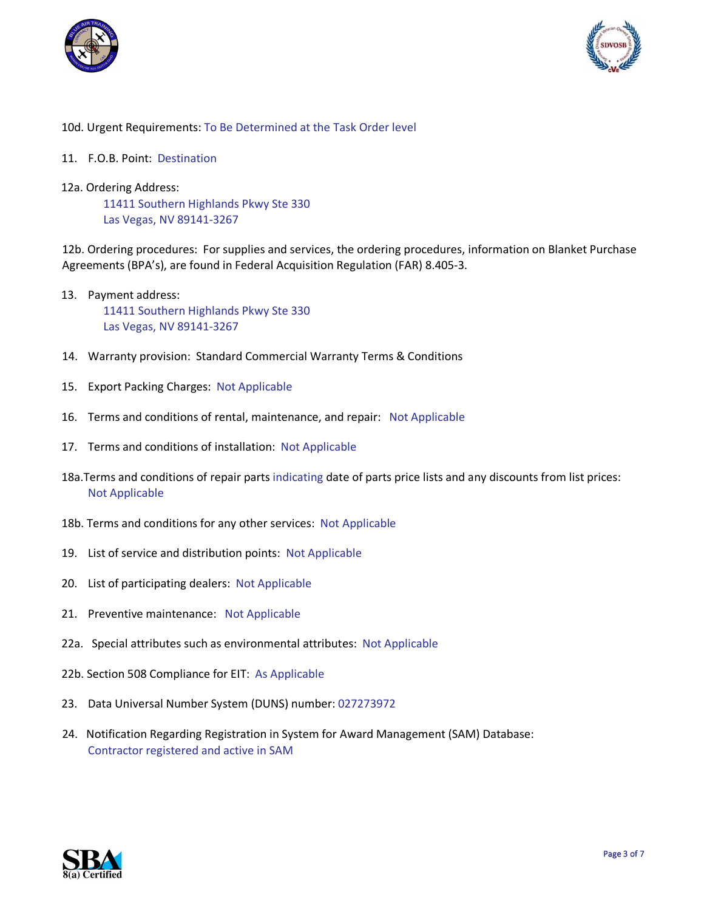10d. Urgent Requirements: To Be Determined at the Task Order level

11. F.O.B. Point: Destination

12a. Ordering Address:
  11411 Southern Highlands Pkwy Ste 330
  Las Vegas, NV 89141-3267

12b. Ordering procedures: For supplies and services, the ordering procedures, information on Blanket Purchase Agreements (BPA's), are found in Federal Acquisition Regulation (FAR) 8.405-3.

13. Payment address:
  11411 Southern Highlands Pkwy Ste 330
  Las Vegas, NV 89141-3267

14. Warranty provision: Standard Commercial Warranty Terms & Conditions

15. Export Packing Charges: Not Applicable

16. Terms and conditions of rental, maintenance, and repair: Not Applicable

17. Terms and conditions of installation: Not Applicable

18a. Terms and conditions of repair parts indicating date of parts price lists and any discounts from list prices: Not Applicable

18b. Terms and conditions for any other services: Not Applicable

19. List of service and distribution points: Not Applicable

20. List of participating dealers: Not Applicable

21. Preventive maintenance: Not Applicable

22a. Special attributes such as environmental attributes: Not Applicable

22b. Section 508 Compliance for EIT: As Applicable

23. Data Universal Number System (DUNS) number: 027273972

24. Notification Regarding Registration in System for Award Management (SAM) Database: Contractor registered and active in SAM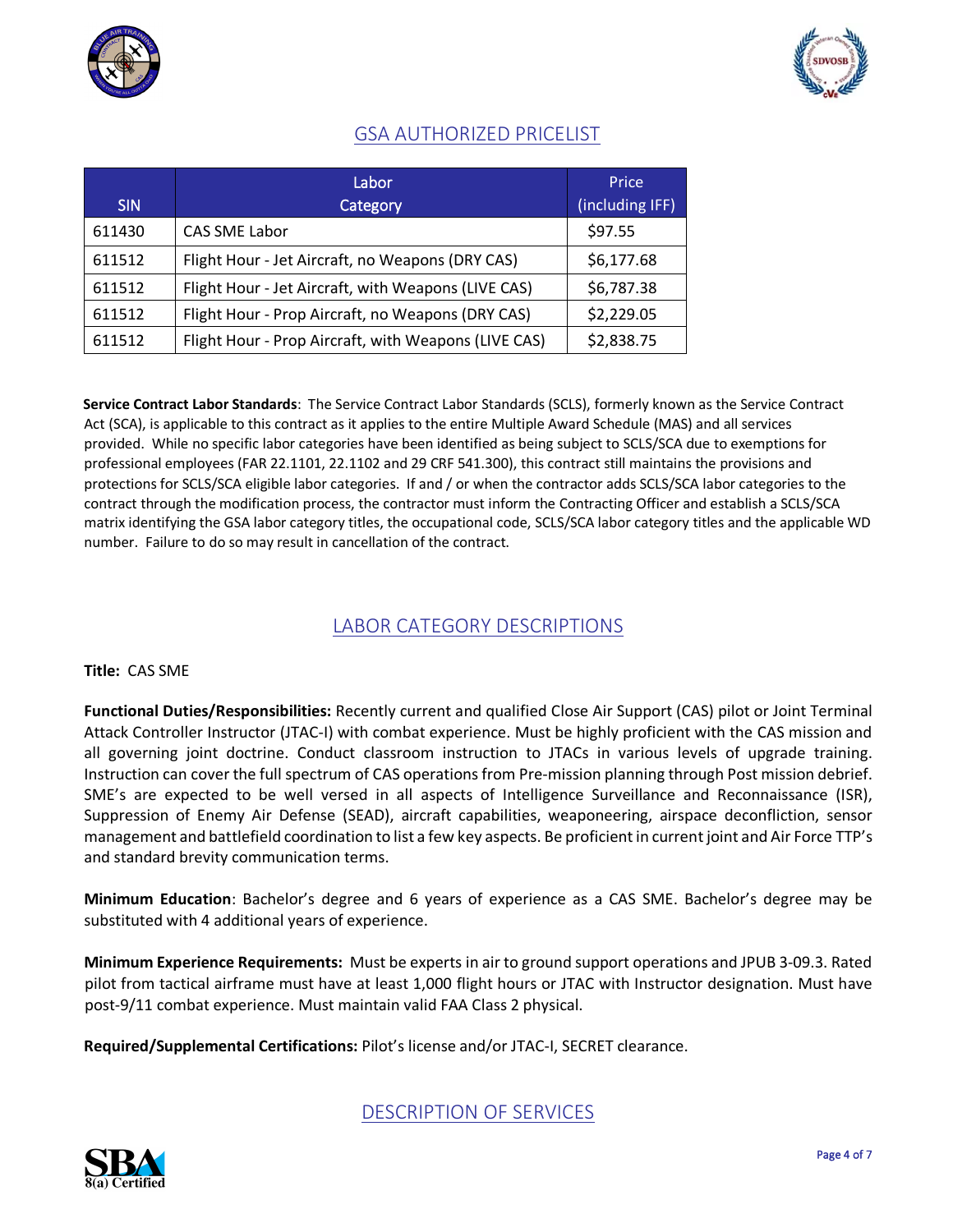## GSA AUTHORIZED PRICELIST

| SIN | Labor Category | Price (including IFF) |
|---|---|---|
| 611430 | CAS SME Labor | $97.55 |
| 611512 | Flight Hour - Jet Aircraft, no Weapons (DRY CAS) | $6,177.68 |
| 611512 | Flight Hour - Jet Aircraft, with Weapons (LIVE CAS) | $6,787.38 |
| 611512 | Flight Hour - Prop Aircraft, no Weapons (DRY CAS) | $2,229.05 |
| 611512 | Flight Hour - Prop Aircraft, with Weapons (LIVE CAS) | $2,838.75 |

**Service Contract Labor Standards**: The Service Contract Labor Standards (SCLS), formerly known as the Service Contract Act (SCA), is applicable to this contract as it applies to the entire Multiple Award Schedule (MAS) and all services provided. While no specific labor categories have been identified as being subject to SCLS/SCA due to exemptions for professional employees (FAR 22.1101, 22.1102 and 29 CRF 541.300), this contract still maintains the provisions and protections for SCLS/SCA eligible labor categories. If and / or when the contractor adds SCLS/SCA labor categories to the contract through the modification process, the contractor must inform the Contracting Officer and establish a SCLS/SCA matrix identifying the GSA labor category titles, the occupational code, SCLS/SCA labor category titles and the applicable WD number. Failure to do so may result in cancellation of the contract.

## LABOR CATEGORY DESCRIPTIONS

**Title:** CAS SME

**Functional Duties/Responsibilities:** Recently current and qualified Close Air Support (CAS) pilot or Joint Terminal Attack Controller Instructor (JTAC-I) with combat experience. Must be highly proficient with the CAS mission and all governing joint doctrine. Conduct classroom instruction to JTACs in various levels of upgrade training. Instruction can cover the full spectrum of CAS operations from Pre-mission planning through Post mission debrief. SME's are expected to be well versed in all aspects of Intelligence Surveillance and Reconnaissance (ISR), Suppression of Enemy Air Defense (SEAD), aircraft capabilities, weaponeering, airspace deconfliction, sensor management and battlefield coordination to list a few key aspects. Be proficient in current joint and Air Force TTP's and standard brevity communication terms.

**Minimum Education**: Bachelor's degree and 6 years of experience as a CAS SME. Bachelor's degree may be substituted with 4 additional years of experience.

**Minimum Experience Requirements:** Must be experts in air to ground support operations and JPUB 3-09.3. Rated pilot from tactical airframe must have at least 1,000 flight hours or JTAC with Instructor designation. Must have post-9/11 combat experience. Must maintain valid FAA Class 2 physical.

**Required/Supplemental Certifications:** Pilot's license and/or JTAC-I, SECRET clearance.

## DESCRIPTION OF SERVICES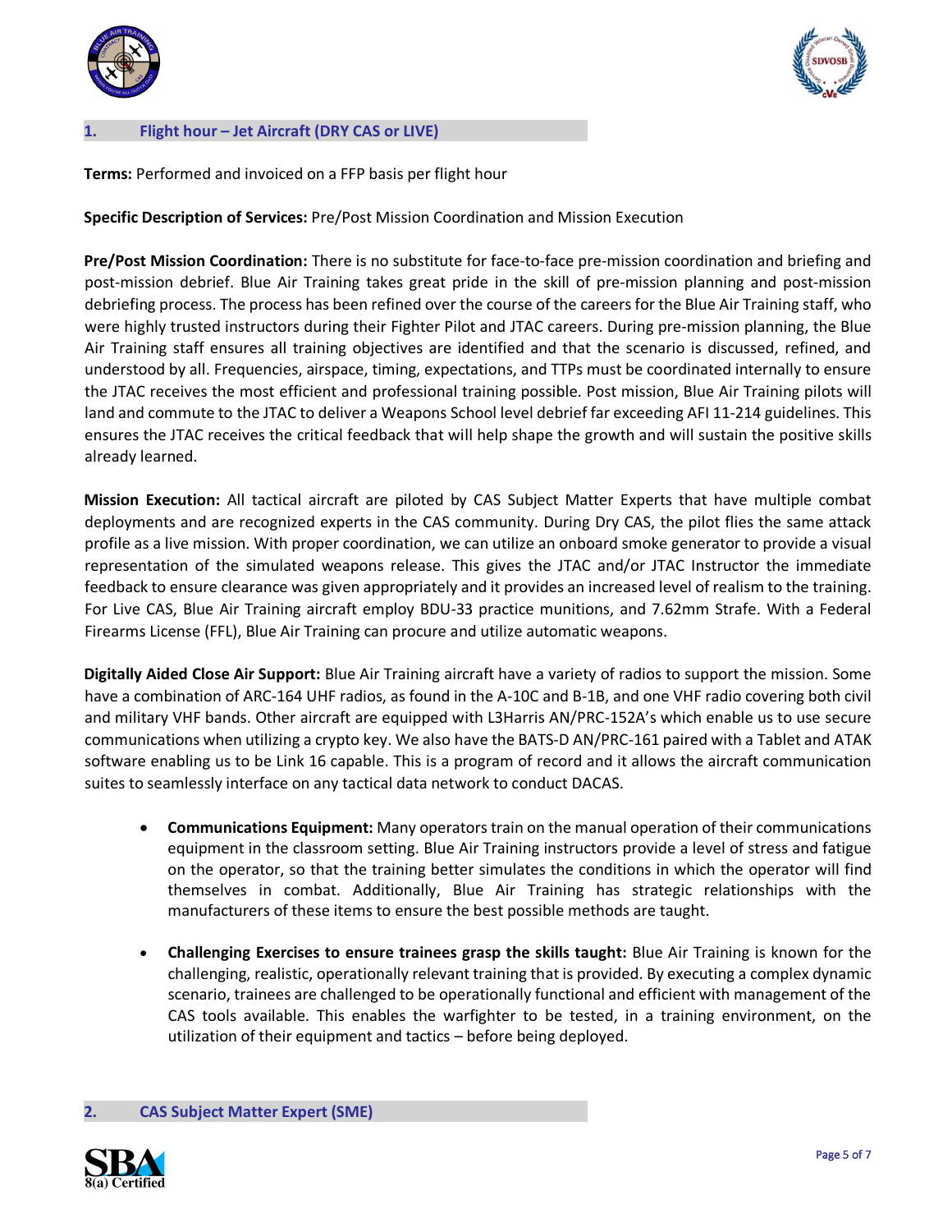## 1. Flight hour – Jet Aircraft (DRY CAS or LIVE)

**Terms:** Performed and invoiced on a FFP basis per flight hour

**Specific Description of Services:** Pre/Post Mission Coordination and Mission Execution

**Pre/Post Mission Coordination:** There is no substitute for face-to-face pre-mission coordination and briefing and post-mission debrief. Blue Air Training takes great pride in the skill of pre-mission planning and post-mission debriefing process. The process has been refined over the course of the careers for the Blue Air Training staff, who were highly trusted instructors during their Fighter Pilot and JTAC careers. During pre-mission planning, the Blue Air Training staff ensures all training objectives are identified and that the scenario is discussed, refined, and understood by all. Frequencies, airspace, timing, expectations, and TTPs must be coordinated internally to ensure the JTAC receives the most efficient and professional training possible. Post mission, Blue Air Training pilots will land and commute to the JTAC to deliver a Weapons School level debrief far exceeding AFI 11-214 guidelines. This ensures the JTAC receives the critical feedback that will help shape the growth and will sustain the positive skills already learned.

**Mission Execution:** All tactical aircraft are piloted by CAS Subject Matter Experts that have multiple combat deployments and are recognized experts in the CAS community. During Dry CAS, the pilot flies the same attack profile as a live mission. With proper coordination, we can utilize an onboard smoke generator to provide a visual representation of the simulated weapons release. This gives the JTAC and/or JTAC Instructor the immediate feedback to ensure clearance was given appropriately and it provides an increased level of realism to the training. For Live CAS, Blue Air Training aircraft employ BDU-33 practice munitions, and 7.62mm Strafe. With a Federal Firearms License (FFL), Blue Air Training can procure and utilize automatic weapons.

**Digitally Aided Close Air Support:** Blue Air Training aircraft have a variety of radios to support the mission. Some have a combination of ARC-164 UHF radios, as found in the A-10C and B-1B, and one VHF radio covering both civil and military VHF bands. Other aircraft are equipped with L3Harris AN/PRC-152A's which enable us to use secure communications when utilizing a crypto key. We also have the BATS-D AN/PRC-161 paired with a Tablet and ATAK software enabling us to be Link 16 capable. This is a program of record and it allows the aircraft communication suites to seamlessly interface on any tactical data network to conduct DACAS.

- **Communications Equipment:** Many operators train on the manual operation of their communications equipment in the classroom setting. Blue Air Training instructors provide a level of stress and fatigue on the operator, so that the training better simulates the conditions in which the operator will find themselves in combat. Additionally, Blue Air Training has strategic relationships with the manufacturers of these items to ensure the best possible methods are taught.
- **Challenging Exercises to ensure trainees grasp the skills taught:** Blue Air Training is known for the challenging, realistic, operationally relevant training that is provided. By executing a complex dynamic scenario, trainees are challenged to be operationally functional and efficient with management of the CAS tools available. This enables the warfighter to be tested, in a training environment, on the utilization of their equipment and tactics – before being deployed.

## 2. CAS Subject Matter Expert (SME)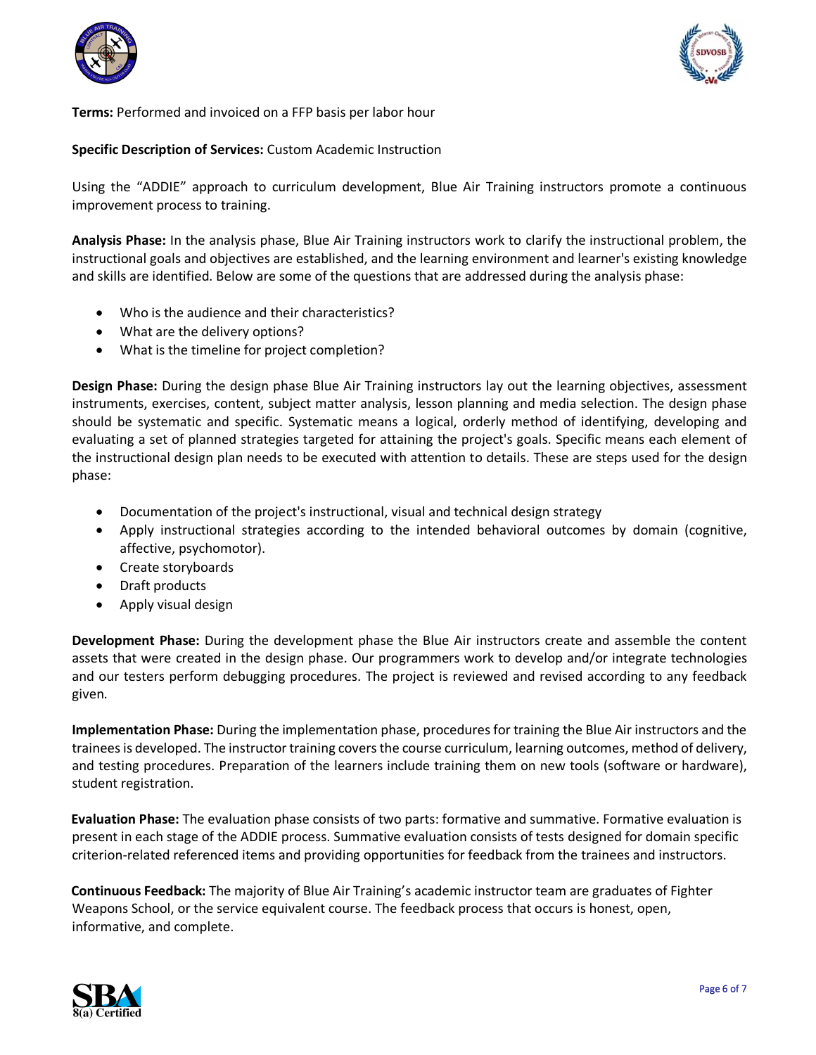**Terms:** Performed and invoiced on a FFP basis per labor hour

**Specific Description of Services:** Custom Academic Instruction

Using the "ADDIE" approach to curriculum development, Blue Air Training instructors promote a continuous improvement process to training.

**Analysis Phase:** In the analysis phase, Blue Air Training instructors work to clarify the instructional problem, the instructional goals and objectives are established, and the learning environment and learner's existing knowledge and skills are identified. Below are some of the questions that are addressed during the analysis phase:

- Who is the audience and their characteristics?
- What are the delivery options?
- What is the timeline for project completion?

**Design Phase:** During the design phase Blue Air Training instructors lay out the learning objectives, assessment instruments, exercises, content, subject matter analysis, lesson planning and media selection. The design phase should be systematic and specific. Systematic means a logical, orderly method of identifying, developing and evaluating a set of planned strategies targeted for attaining the project's goals. Specific means each element of the instructional design plan needs to be executed with attention to details. These are steps used for the design phase:

- Documentation of the project's instructional, visual and technical design strategy
- Apply instructional strategies according to the intended behavioral outcomes by domain (cognitive, affective, psychomotor).
- Create storyboards
- Draft products
- Apply visual design

**Development Phase:** During the development phase the Blue Air instructors create and assemble the content assets that were created in the design phase. Our programmers work to develop and/or integrate technologies and our testers perform debugging procedures. The project is reviewed and revised according to any feedback given.

**Implementation Phase:** During the implementation phase, procedures for training the Blue Air instructors and the trainees is developed. The instructor training covers the course curriculum, learning outcomes, method of delivery, and testing procedures. Preparation of the learners include training them on new tools (software or hardware), student registration.

**Evaluation Phase:** The evaluation phase consists of two parts: formative and summative. Formative evaluation is present in each stage of the ADDIE process. Summative evaluation consists of tests designed for domain specific criterion-related referenced items and providing opportunities for feedback from the trainees and instructors.

**Continuous Feedback:** The majority of Blue Air Training's academic instructor team are graduates of Fighter Weapons School, or the service equivalent course. The feedback process that occurs is honest, open, informative, and complete.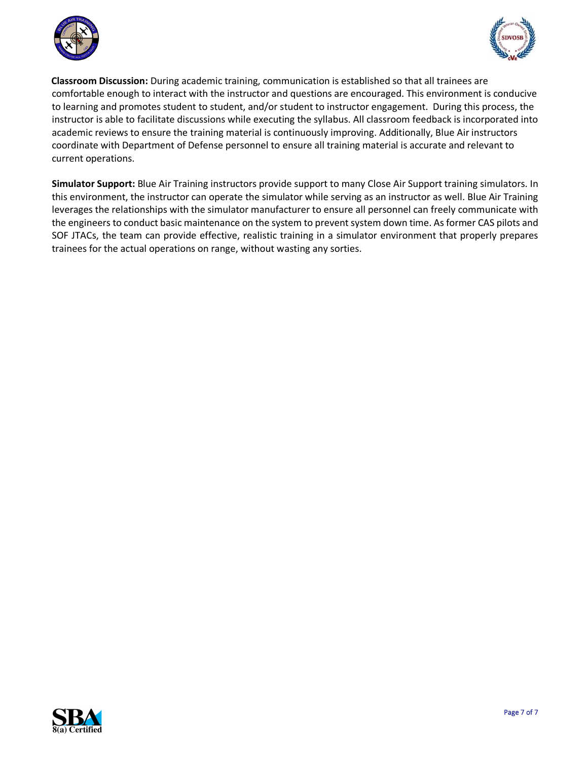**Classroom Discussion:** During academic training, communication is established so that all trainees are comfortable enough to interact with the instructor and questions are encouraged. This environment is conducive to learning and promotes student to student, and/or student to instructor engagement. During this process, the instructor is able to facilitate discussions while executing the syllabus. All classroom feedback is incorporated into academic reviews to ensure the training material is continuously improving. Additionally, Blue Air instructors coordinate with Department of Defense personnel to ensure all training material is accurate and relevant to current operations.

**Simulator Support:** Blue Air Training instructors provide support to many Close Air Support training simulators. In this environment, the instructor can operate the simulator while serving as an instructor as well. Blue Air Training leverages the relationships with the simulator manufacturer to ensure all personnel can freely communicate with the engineers to conduct basic maintenance on the system to prevent system down time. As former CAS pilots and SOF JTACs, the team can provide effective, realistic training in a simulator environment that properly prepares trainees for the actual operations on range, without wasting any sorties.